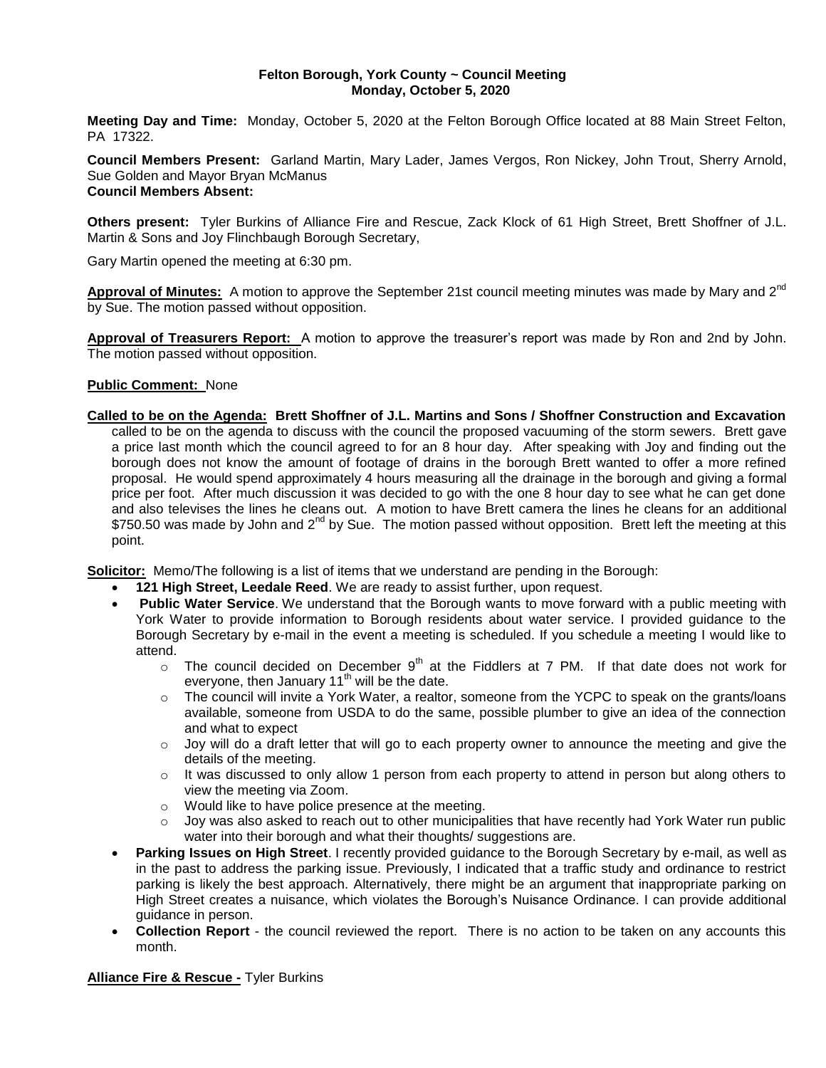**Felton Borough, York County ~ Council Meeting**
**Monday, October 5, 2020**

**Meeting Day and Time:** Monday, October 5, 2020 at the Felton Borough Office located at 88 Main Street Felton, PA 17322.

**Council Members Present:** Garland Martin, Mary Lader, James Vergos, Ron Nickey, John Trout, Sherry Arnold, Sue Golden and Mayor Bryan McManus
**Council Members Absent:**

**Others present:** Tyler Burkins of Alliance Fire and Rescue, Zack Klock of 61 High Street, Brett Shoffner of J.L. Martin & Sons and Joy Flinchbaugh Borough Secretary,

Gary Martin opened the meeting at 6:30 pm.

**Approval of Minutes:** A motion to approve the September 21st council meeting minutes was made by Mary and 2nd by Sue. The motion passed without opposition.

**Approval of Treasurers Report:** A motion to approve the treasurer's report was made by Ron and 2nd by John. The motion passed without opposition.

**Public Comment:** None

**Called to be on the Agenda: Brett Shoffner of J.L. Martins and Sons / Shoffner Construction and Excavation** called to be on the agenda to discuss with the council the proposed vacuuming of the storm sewers. Brett gave a price last month which the council agreed to for an 8 hour day. After speaking with Joy and finding out the borough does not know the amount of footage of drains in the borough Brett wanted to offer a more refined proposal. He would spend approximately 4 hours measuring all the drainage in the borough and giving a formal price per foot. After much discussion it was decided to go with the one 8 hour day to see what he can get done and also televises the lines he cleans out. A motion to have Brett camera the lines he cleans for an additional $750.50 was made by John and 2nd by Sue. The motion passed without opposition. Brett left the meeting at this point.

**Solicitor:** Memo/The following is a list of items that we understand are pending in the Borough:

- **121 High Street, Leedale Reed**. We are ready to assist further, upon request.
- **Public Water Service**. We understand that the Borough wants to move forward with a public meeting with York Water to provide information to Borough residents about water service. I provided guidance to the Borough Secretary by e-mail in the event a meeting is scheduled. If you schedule a meeting I would like to attend.
  - The council decided on December 9th at the Fiddlers at 7 PM. If that date does not work for everyone, then January 11th will be the date.
  - The council will invite a York Water, a realtor, someone from the YCPC to speak on the grants/loans available, someone from USDA to do the same, possible plumber to give an idea of the connection and what to expect
  - Joy will do a draft letter that will go to each property owner to announce the meeting and give the details of the meeting.
  - It was discussed to only allow 1 person from each property to attend in person but along others to view the meeting via Zoom.
  - Would like to have police presence at the meeting.
  - Joy was also asked to reach out to other municipalities that have recently had York Water run public water into their borough and what their thoughts/ suggestions are.
- **Parking Issues on High Street**. I recently provided guidance to the Borough Secretary by e-mail, as well as in the past to address the parking issue. Previously, I indicated that a traffic study and ordinance to restrict parking is likely the best approach. Alternatively, there might be an argument that inappropriate parking on High Street creates a nuisance, which violates the Borough's Nuisance Ordinance. I can provide additional guidance in person.
- **Collection Report** - the council reviewed the report. There is no action to be taken on any accounts this month.

**Alliance Fire & Rescue -** Tyler Burkins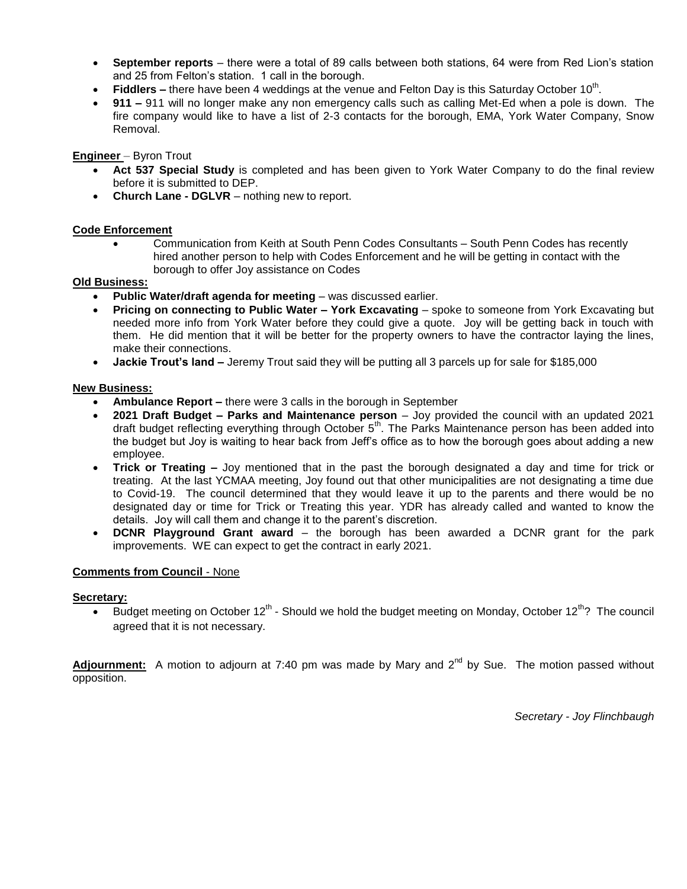- **September reports** – there were a total of 89 calls between both stations, 64 were from Red Lion's station and 25 from Felton's station. 1 call in the borough.
- **Fiddlers –** there have been 4 weddings at the venue and Felton Day is this Saturday October 10th.
- **911 –** 911 will no longer make any non emergency calls such as calling Met-Ed when a pole is down. The fire company would like to have a list of 2-3 contacts for the borough, EMA, York Water Company, Snow Removal.

**Engineer** – Byron Trout

- **Act 537 Special Study** is completed and has been given to York Water Company to do the final review before it is submitted to DEP.
- **Church Lane - DGLVR** – nothing new to report.

**Code Enforcement**

- Communication from Keith at South Penn Codes Consultants – South Penn Codes has recently hired another person to help with Codes Enforcement and he will be getting in contact with the borough to offer Joy assistance on Codes

**Old Business:**

- **Public Water/draft agenda for meeting** – was discussed earlier.
- **Pricing on connecting to Public Water – York Excavating** – spoke to someone from York Excavating but needed more info from York Water before they could give a quote. Joy will be getting back in touch with them. He did mention that it will be better for the property owners to have the contractor laying the lines, make their connections.
- **Jackie Trout's land –** Jeremy Trout said they will be putting all 3 parcels up for sale for $185,000

**New Business:**

- **Ambulance Report –** there were 3 calls in the borough in September
- **2021 Draft Budget – Parks and Maintenance person** – Joy provided the council with an updated 2021 draft budget reflecting everything through October 5th. The Parks Maintenance person has been added into the budget but Joy is waiting to hear back from Jeff's office as to how the borough goes about adding a new employee.
- **Trick or Treating –** Joy mentioned that in the past the borough designated a day and time for trick or treating. At the last YCMAA meeting, Joy found out that other municipalities are not designating a time due to Covid-19. The council determined that they would leave it up to the parents and there would be no designated day or time for Trick or Treating this year. YDR has already called and wanted to know the details. Joy will call them and change it to the parent's discretion.
- **DCNR Playground Grant award** – the borough has been awarded a DCNR grant for the park improvements. WE can expect to get the contract in early 2021.

**Comments from Council** - None

**Secretary:**

- Budget meeting on October 12th - Should we hold the budget meeting on Monday, October 12th? The council agreed that it is not necessary.

**Adjournment:** A motion to adjourn at 7:40 pm was made by Mary and 2nd by Sue. The motion passed without opposition.

*Secretary - Joy Flinchbaugh*